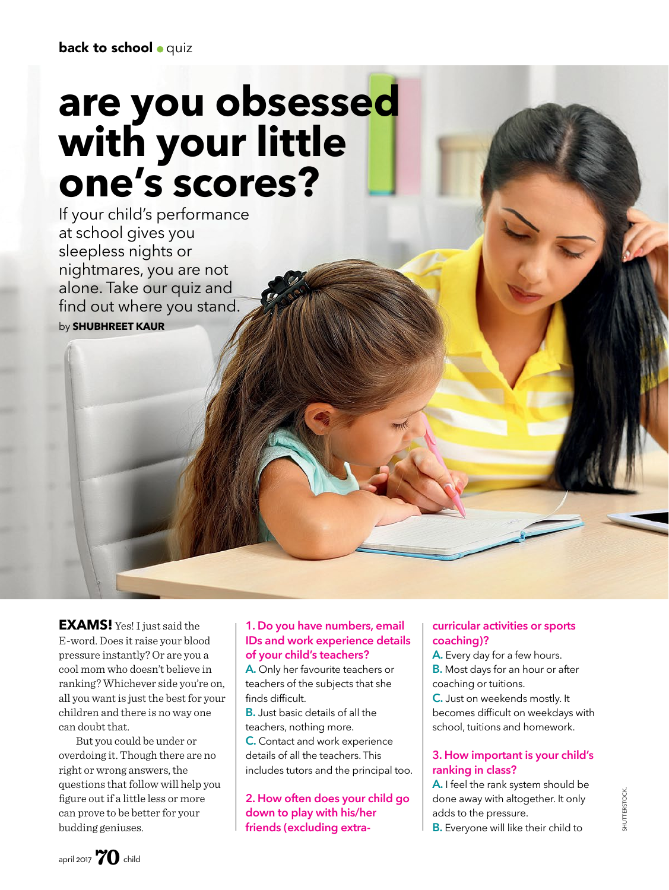back to school • quiz

# are you obsessed with your little one's scores?

If your child's performance at school gives you sleepless nights or nightmares, you are not alone. Take our quiz and find out where you stand.

by **SHUBHREET KAUR**

**EXAMS!** Yes! I just said the E-word. Does it raise your blood pressure instantly? Or are you a cool mom who doesn't believe in ranking? Whichever side you're on, all you want is just the best for your children and there is no way one can doubt that.

But you could be under or overdoing it. Though there are no right or wrong answers, the questions that follow will help you figure out if a little less or more can prove to be better for your budding geniuses.

**1. Do you have numbers, email IDs and work experience details of your child's teachers?**

**A.** Only her favourite teachers or teachers of the subjects that she finds difficult.

**B.** Just basic details of all the teachers, nothing more.

**C.** Contact and work experience details of all the teachers. This includes tutors and the principal too.

**2. How often does your child go down to play with his/her friends (excluding extra-curricular activities or sports coaching)?**

**A.** Every day for a few hours.

**B.** Most days for an hour or after coaching or tuitions.

**C.** Just on weekends mostly. It becomes difficult on weekdays with school, tuitions and homework.

**3. How important is your child's ranking in class?**

**A.** I feel the rank system should be done away with altogether. It only adds to the pressure.

**B.** Everyone will like their child to

SHUTTERSTOCK.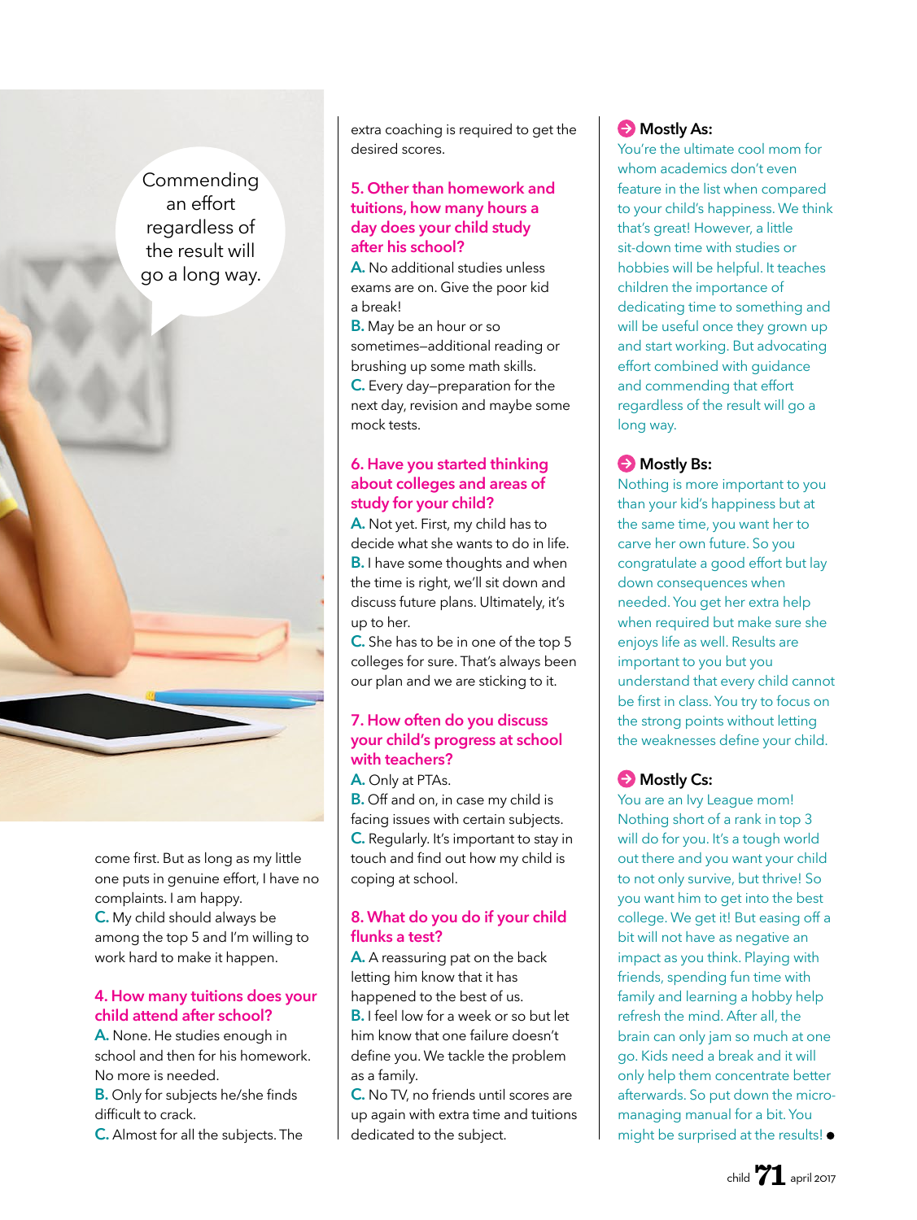Commending an effort regardless of the result will go a long way.

come first. But as long as my little one puts in genuine effort, I have no complaints. I am happy.

**C.** My child should always be among the top 5 and I'm willing to work hard to make it happen.

### 4. How many tuitions does your child attend after school?

**A.** None. He studies enough in school and then for his homework. No more is needed.

**B.** Only for subjects he/she finds difficult to crack.

**C.** Almost for all the subjects. The extra coaching is required to get the desired scores.

### 5. Other than homework and tuitions, how many hours a day does your child study after his school?

**A.** No additional studies unless exams are on. Give the poor kid a break!

**B.** May be an hour or so sometimes–additional reading or brushing up some math skills.

**C.** Every day–preparation for the next day, revision and maybe some mock tests.

### 6. Have you started thinking about colleges and areas of study for your child?

**A.** Not yet. First, my child has to decide what she wants to do in life.

**B.** I have some thoughts and when the time is right, we'll sit down and discuss future plans. Ultimately, it's up to her.

**C.** She has to be in one of the top 5 colleges for sure. That's always been our plan and we are sticking to it.

### 7. How often do you discuss your child's progress at school with teachers?

**A.** Only at PTAs.

**B.** Off and on, in case my child is facing issues with certain subjects.

**C.** Regularly. It's important to stay in touch and find out how my child is coping at school.

### 8. What do you do if your child flunks a test?

**A.** A reassuring pat on the back letting him know that it has happened to the best of us.

**B.** I feel low for a week or so but let him know that one failure doesn't define you. We tackle the problem as a family.

**C.** No TV, no friends until scores are up again with extra time and tuitions dedicated to the subject.

### Mostly As:

You're the ultimate cool mom for whom academics don't even feature in the list when compared to your child's happiness. We think that's great! However, a little sit-down time with studies or hobbies will be helpful. It teaches children the importance of dedicating time to something and will be useful once they grown up and start working. But advocating effort combined with guidance and commending that effort regardless of the result will go a long way.

### Mostly Bs:

Nothing is more important to you than your kid's happiness but at the same time, you want her to carve her own future. So you congratulate a good effort but lay down consequences when needed. You get her extra help when required but make sure she enjoys life as well. Results are important to you but you understand that every child cannot be first in class. You try to focus on the strong points without letting the weaknesses define your child.

### Mostly Cs:

You are an Ivy League mom! Nothing short of a rank in top 3 will do for you. It's a tough world out there and you want your child to not only survive, but thrive! So you want him to get into the best college. We get it! But easing off a bit will not have as negative an impact as you think. Playing with friends, spending fun time with family and learning a hobby help refresh the mind. After all, the brain can only jam so much at one go. Kids need a break and it will only help them concentrate better afterwards. So put down the micro-managing manual for a bit. You might be surprised at the results! ●